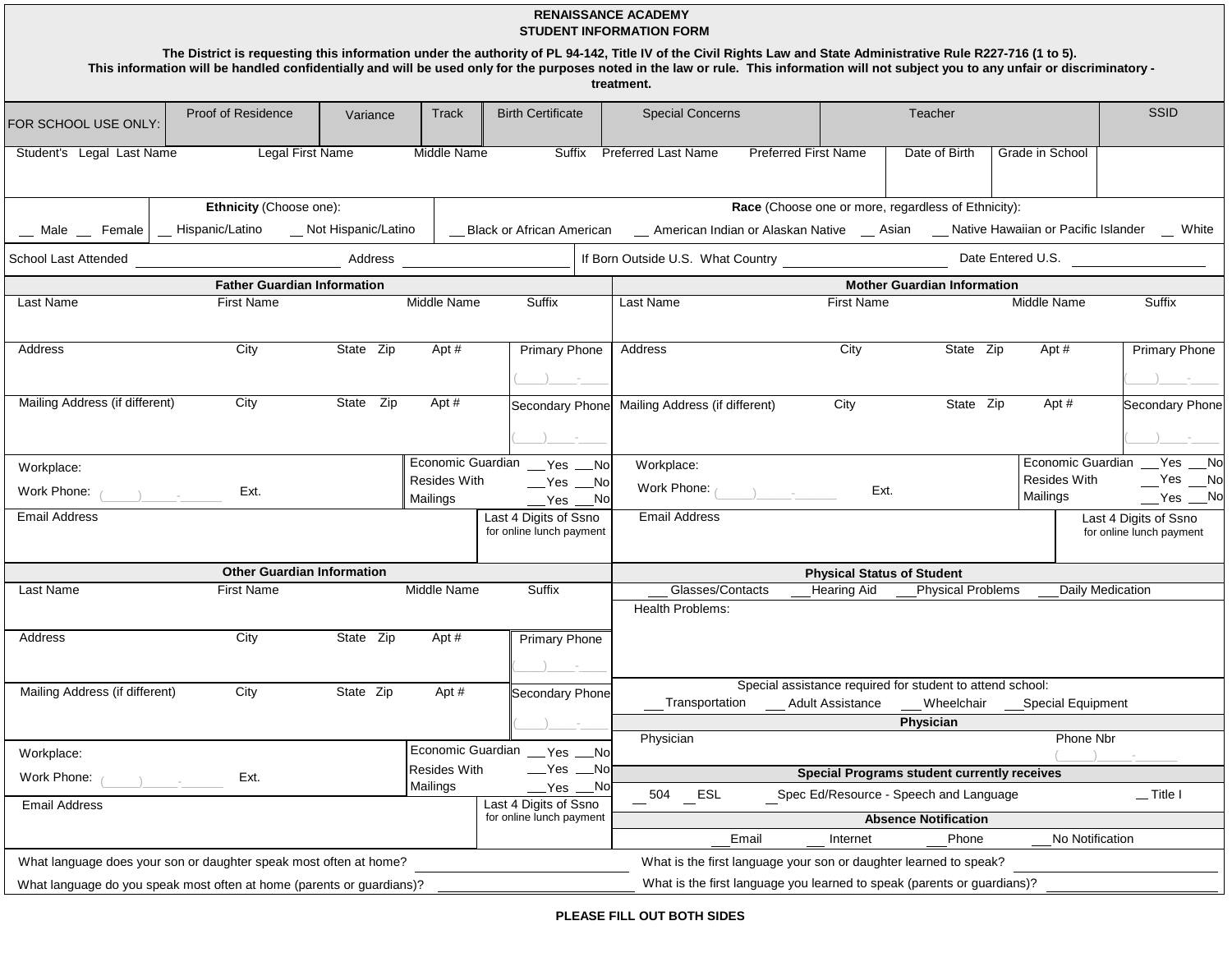**RENAISSANCE ACADEMY**
**STUDENT INFORMATION FORM**

**The District is requesting this information under the authority of PL 94-142, Title IV of the Civil Rights Law and State Administrative Rule R227-716 (1 to 5). This information will be handled confidentially and will be used only for the purposes noted in the law or rule. This information will not subject you to any unfair or discriminatory - treatment.**

| FOR SCHOOL USE ONLY: | Proof of Residence | Variance | Track | Birth Certificate | Special Concerns | Teacher | SSID |
|---|---|---|---|---|---|---|---|
| | | | | | | | |

| Student's Legal Last Name | Legal First Name | Middle Name | Suffix | Preferred Last Name | Preferred First Name | Date of Birth | Grade in School |
|---|---|---|---|---|---|---|---|
| | | | | | | | |

__ Male __ Female

**Ethnicity** (Choose one): __ Hispanic/Latino __ Not Hispanic/Latino

**Race** (Choose one or more, regardless of Ethnicity): __Black or African American __ American Indian or Alaskan Native __ Asian __ Native Hawaiian or Pacific Islander __ White

School Last Attended ____________ Address ____________ If Born Outside U.S. What Country ____________ Date Entered U.S. ____________

## Father Guardian Information

| Last Name | First Name | Middle Name | Suffix |
|---|---|---|---|
| | | | |

| Address | City | State | Zip | Apt # | Primary Phone |
|---|---|---|---|---|---|
| | | | | | (___)___-___ |

| Mailing Address (if different) | City | State | Zip | Apt # | Secondary Phone |
|---|---|---|---|---|---|
| | | | | | (___)___-___ |

Workplace:

Work Phone: (____)____-_____ Ext.

Economic Guardian __Yes __No
Resides With __Yes __No
Mailings __Yes __No

Email Address

Last 4 Digits of Ssno for online lunch payment

## Mother Guardian Information

| Last Name | First Name | Middle Name | Suffix |
|---|---|---|---|
| | | | |

| Address | City | State | Zip | Apt # | Primary Phone |
|---|---|---|---|---|---|
| | | | | | (___)___-___ |

| Mailing Address (if different) | City | State | Zip | Apt # | Secondary Phone |
|---|---|---|---|---|---|
| | | | | | (___)___-___ |

Workplace:

Work Phone: (____)____-_____ Ext.

Economic Guardian __Yes __No
Resides With __Yes __No
Mailings __Yes __No

Email Address

Last 4 Digits of Ssno for online lunch payment

## Other Guardian Information

| Last Name | First Name | Middle Name | Suffix |
|---|---|---|---|
| | | | |

| Address | City | State | Zip | Apt # | Primary Phone |
|---|---|---|---|---|---|
| | | | | | (___)___-___ |

| Mailing Address (if different) | City | State | Zip | Apt # | Secondary Phone |
|---|---|---|---|---|---|
| | | | | | (___)___-___ |

Workplace:

Work Phone: (____)____-_____ Ext.

Economic Guardian __Yes __No
Resides With __Yes __No
Mailings __Yes __No

Email Address

Last 4 Digits of Ssno for online lunch payment

## Physical Status of Student

__Glasses/Contacts __Hearing Aid __Physical Problems __Daily Medication

Health Problems:

Special assistance required for student to attend school:

__Transportation __ Adult Assistance __Wheelchair __Special Equipment

## Physician

Physician ____________ Phone Nbr (____)____-_____

## Special Programs student currently receives

__504 __ESL __Spec Ed/Resource - Speech and Language __ Title I

## Absence Notification

__Email __ Internet __Phone __No Notification

What language does your son or daughter speak most often at home? ____________

What is the first language your son or daughter learned to speak? ____________

What language do you speak most often at home (parents or guardians)? ____________

What is the first language you learned to speak (parents or guardians)? ____________

**PLEASE FILL OUT BOTH SIDES**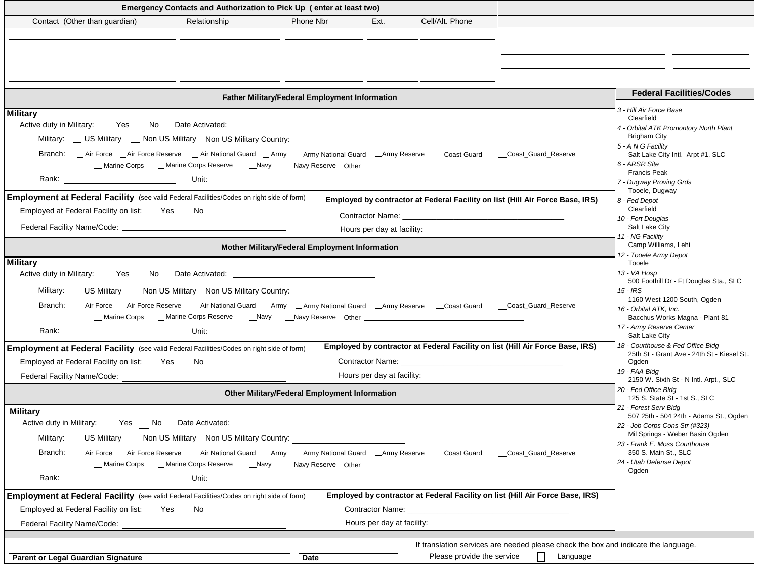## Emergency Contacts and Authorization to Pick Up ( enter at least two)

| Contact (Other than guardian) | Relationship | Phone Nbr | Ext. | Cell/Alt. Phone | | |
|---|---|---|---|---|---|---|
| | | | | | | |
| | | | | | | |
| | | | | | | |
| | | | | | | |

## Father Military/Federal Employment Information

**Military**

Active duty in Military: __ Yes __ No Date Activated: ____________________

Military: __ US Military __ Non US Military Non US Military Country: ____________________

Branch: __ Air Force __ Air Force Reserve __ Air National Guard __ Army __ Army National Guard __ Army Reserve __ Coast Guard __ Coast_Guard_Reserve __ Marine Corps __ Marine Corps Reserve __ Navy __ Navy Reserve Other ____________________

Rank: ____________________ Unit: ____________________

**Employment at Federal Facility** (see valid Federal Facilities/Codes on right side of form)

Employed at Federal Facility on list: __ Yes __ No

Federal Facility Name/Code: ____________________

**Employed by contractor at Federal Facility on list (Hill Air Force Base, IRS)**

Contractor Name: ____________________

Hours per day at facility: __________

## Mother Military/Federal Employment Information

**Military**

Active duty in Military: __ Yes __ No Date Activated: ____________________

Military: __ US Military __ Non US Military Non US Military Country: ____________________

Branch: __ Air Force __ Air Force Reserve __ Air National Guard __ Army __ Army National Guard __ Army Reserve __ Coast Guard __ Coast_Guard_Reserve __ Marine Corps __ Marine Corps Reserve __ Navy __ Navy Reserve Other ____________________

Rank: ____________________ Unit: ____________________

**Employment at Federal Facility** (see valid Federal Facilities/Codes on right side of form)

Employed at Federal Facility on list: __ Yes __ No

Federal Facility Name/Code: ____________________

**Employed by contractor at Federal Facility on list (Hill Air Force Base, IRS)**

Contractor Name: ____________________

Hours per day at facility: __________

## Other Military/Federal Employment Information

**Military**

Active duty in Military: __ Yes __ No Date Activated: ____________________

Military: __ US Military __ Non US Military Non US Military Country: ____________________

Branch: __ Air Force __ Air Force Reserve __ Air National Guard __ Army __ Army National Guard __ Army Reserve __ Coast Guard __ Coast_Guard_Reserve __ Marine Corps __ Marine Corps Reserve __ Navy __ Navy Reserve Other ____________________

Rank: ____________________ Unit: ____________________

**Employment at Federal Facility** (see valid Federal Facilities/Codes on right side of form)

Employed at Federal Facility on list: __ Yes __ No

Federal Facility Name/Code: ____________________

**Employed by contractor at Federal Facility on list (Hill Air Force Base, IRS)**

Contractor Name: ____________________

Hours per day at facility: __________

## Federal Facilities/Codes

- *3 - Hill Air Force Base* — Clearfield
- *4 - Orbital ATK Promontory North Plant* — Brigham City
- *5 - A N G Facility* — Salt Lake City Intl. Arpt #1, SLC
- *6 - ARSR Site* — Francis Peak
- *7 - Dugway Proving Grds* — Tooele, Dugway
- *8 - Fed Depot* — Clearfield
- *10 - Fort Douglas* — Salt Lake City
- *11 - NG Facility* — Camp Williams, Lehi
- *12 - Tooele Army Depot* — Tooele
- *13 - VA Hosp* — 500 Foothill Dr - Ft Douglas Sta., SLC
- *15 - IRS* — 1160 West 1200 South, Ogden
- *16 - Orbital ATK, Inc.* — Bacchus Works Magna - Plant 81
- *17 - Army Reserve Center* — Salt Lake City
- *18 - Courthouse & Fed Office Bldg* — 25th St - Grant Ave - 24th St - Kiesel St., Ogden
- *19 - FAA Bldg* — 2150 W. Sixth St - N Intl. Arpt., SLC
- *20 - Fed Office Bldg* — 125 S. State St - 1st S., SLC
- *21 - Forest Serv Bldg* — 507 25th - 504 24th - Adams St., Ogden
- *22 - Job Corps Cons Str (#323)* — Mil Springs - Weber Basin Ogden
- *23 - Frank E. Moss Courthouse* — 350 S. Main St., SLC
- *24 - Utah Defense Depot* — Ogden

____________________ ____________________

**Parent or Legal Guardian Signature** **Date**

If translation services are needed please check the box and indicate the language.

Please provide the service ☐ Language ____________________